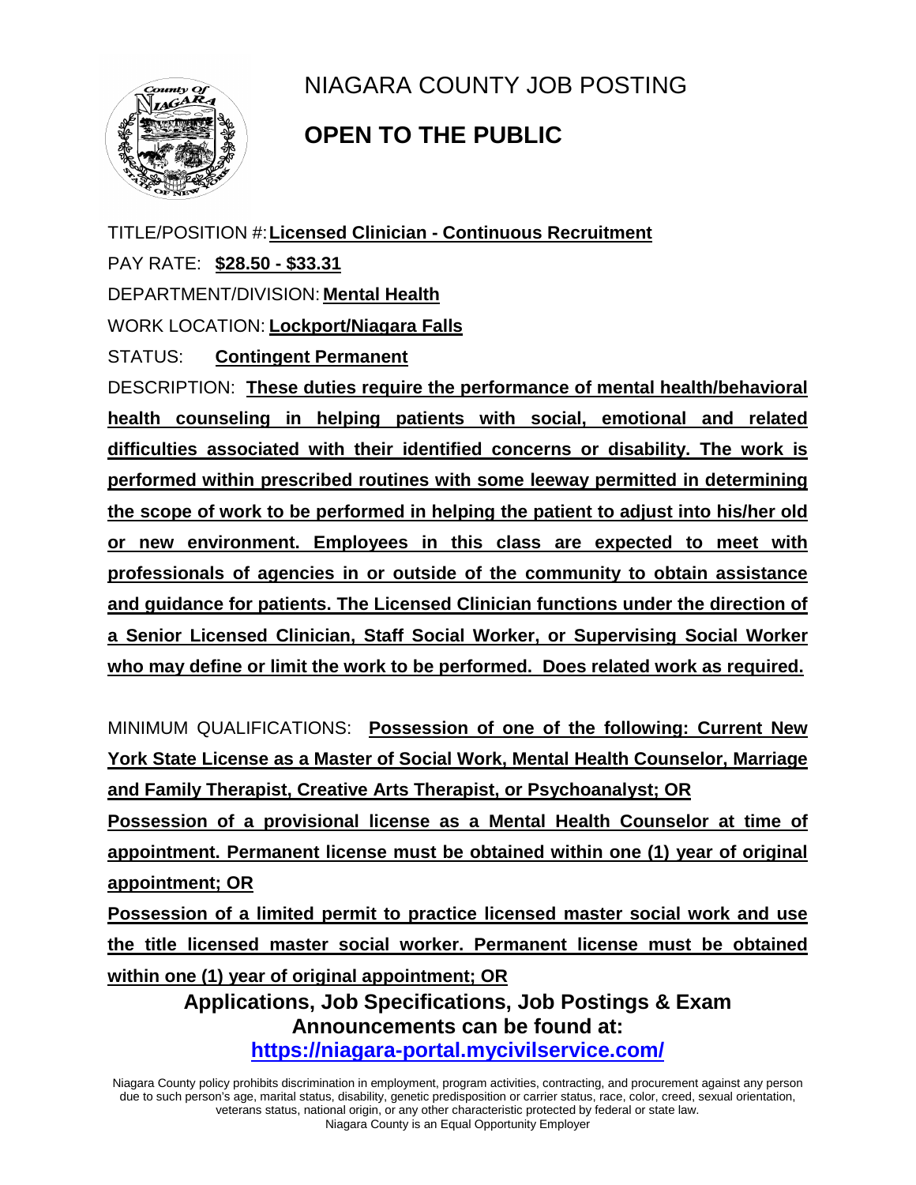# NIAGARA COUNTY JOB POSTING

## OPEN TO THE PUBLIC

TITLE/POSITION #: **Licensed Clinician - Continuous Recruitment**

PAY RATE: **$28.50 - $33.31**

DEPARTMENT/DIVISION: **Mental Health**

WORK LOCATION: **Lockport/Niagara Falls**

STATUS: **Contingent Permanent**

DESCRIPTION: **These duties require the performance of mental health/behavioral health counseling in helping patients with social, emotional and related difficulties associated with their identified concerns or disability. The work is performed within prescribed routines with some leeway permitted in determining the scope of work to be performed in helping the patient to adjust into his/her old or new environment. Employees in this class are expected to meet with professionals of agencies in or outside of the community to obtain assistance and guidance for patients. The Licensed Clinician functions under the direction of a Senior Licensed Clinician, Staff Social Worker, or Supervising Social Worker who may define or limit the work to be performed. Does related work as required.**

MINIMUM QUALIFICATIONS: **Possession of one of the following: Current New York State License as a Master of Social Work, Mental Health Counselor, Marriage and Family Therapist, Creative Arts Therapist, or Psychoanalyst; OR**

**Possession of a provisional license as a Mental Health Counselor at time of appointment. Permanent license must be obtained within one (1) year of original appointment; OR**

**Possession of a limited permit to practice licensed master social work and use the title licensed master social worker. Permanent license must be obtained within one (1) year of original appointment; OR**

**Applications, Job Specifications, Job Postings & Exam Announcements can be found at:**
**https://niagara-portal.mycivilservice.com/**

Niagara County policy prohibits discrimination in employment, program activities, contracting, and procurement against any person due to such person's age, marital status, disability, genetic predisposition or carrier status, race, color, creed, sexual orientation, veterans status, national origin, or any other characteristic protected by federal or state law.
Niagara County is an Equal Opportunity Employer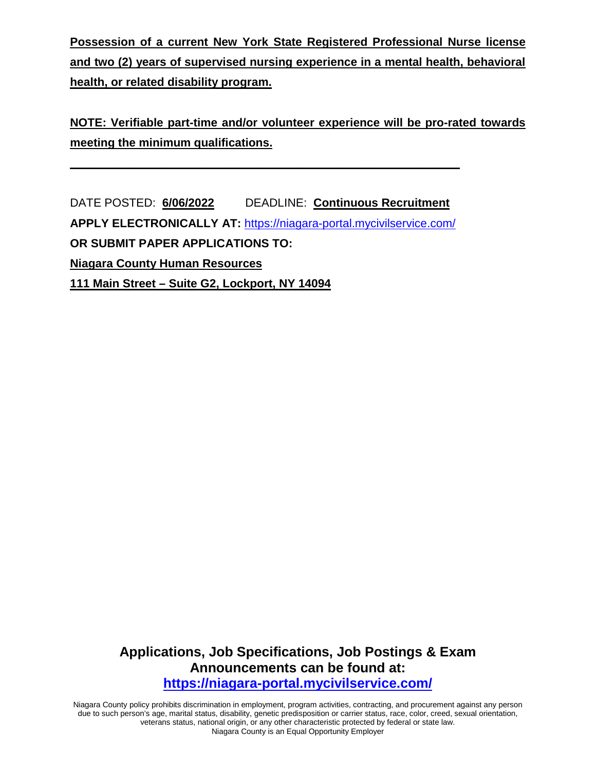**Possession of a current New York State Registered Professional Nurse license and two (2) years of supervised nursing experience in a mental health, behavioral health, or related disability program.**

**NOTE: Verifiable part-time and/or volunteer experience will be pro-rated towards meeting the minimum qualifications.**

---

DATE POSTED: **6/06/2022** DEADLINE: **Continuous Recruitment**

**APPLY ELECTRONICALLY AT:** https://niagara-portal.mycivilservice.com/

**OR SUBMIT PAPER APPLICATIONS TO:**

**Niagara County Human Resources**

**111 Main Street – Suite G2, Lockport, NY 14094**

**Applications, Job Specifications, Job Postings & Exam Announcements can be found at:**
**https://niagara-portal.mycivilservice.com/**

Niagara County policy prohibits discrimination in employment, program activities, contracting, and procurement against any person due to such person's age, marital status, disability, genetic predisposition or carrier status, race, color, creed, sexual orientation, veterans status, national origin, or any other characteristic protected by federal or state law.
Niagara County is an Equal Opportunity Employer